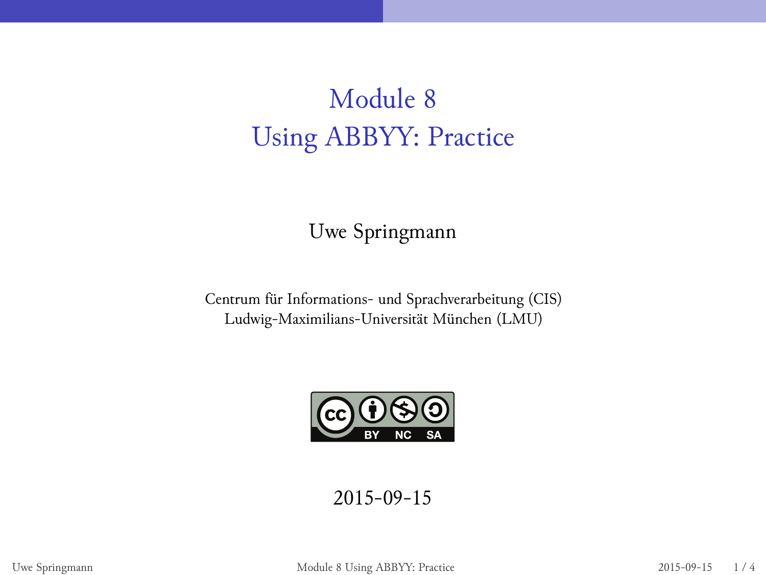# Module 8
# Using ABBYY: Practice

Uwe Springmann

Centrum für Informations- und Sprachverarbeitung (CIS)
Ludwig-Maximilians-Universität München (LMU)

CC BY NC SA

2015-09-15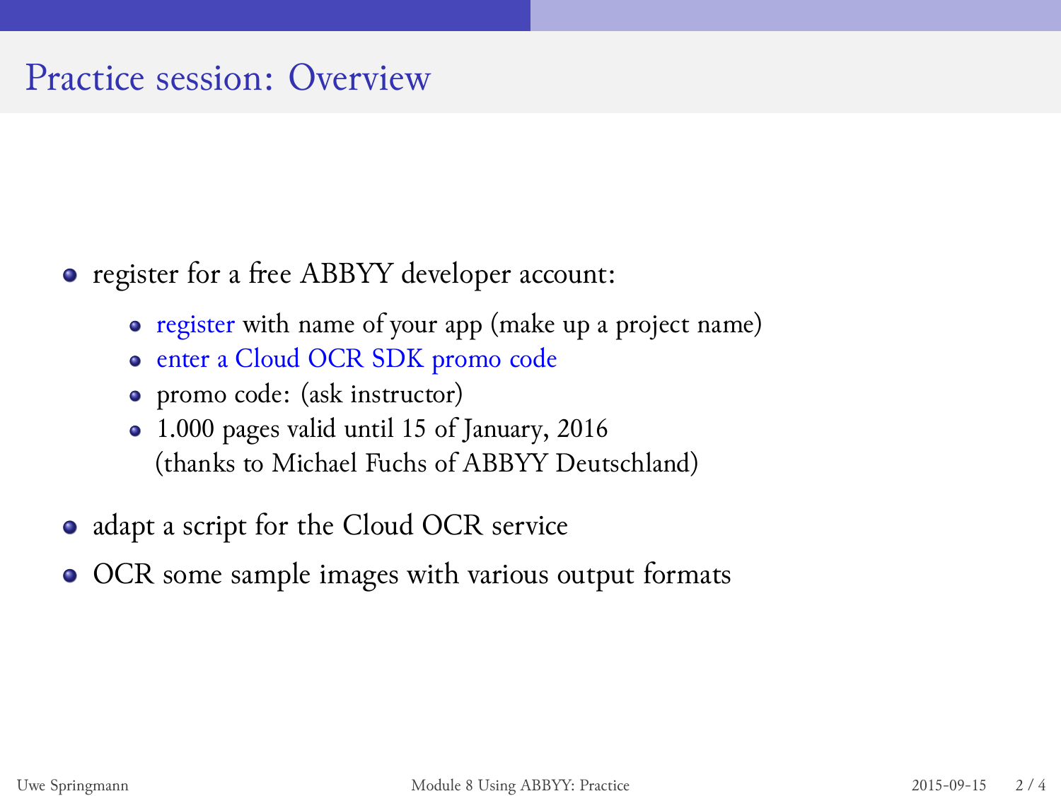# Practice session: Overview

- register for a free ABBYY developer account:
  - register with name of your app (make up a project name)
  - enter a Cloud OCR SDK promo code
  - promo code: (ask instructor)
  - 1.000 pages valid until 15 of January, 2016
    (thanks to Michael Fuchs of ABBYY Deutschland)
- adapt a script for the Cloud OCR service
- OCR some sample images with various output formats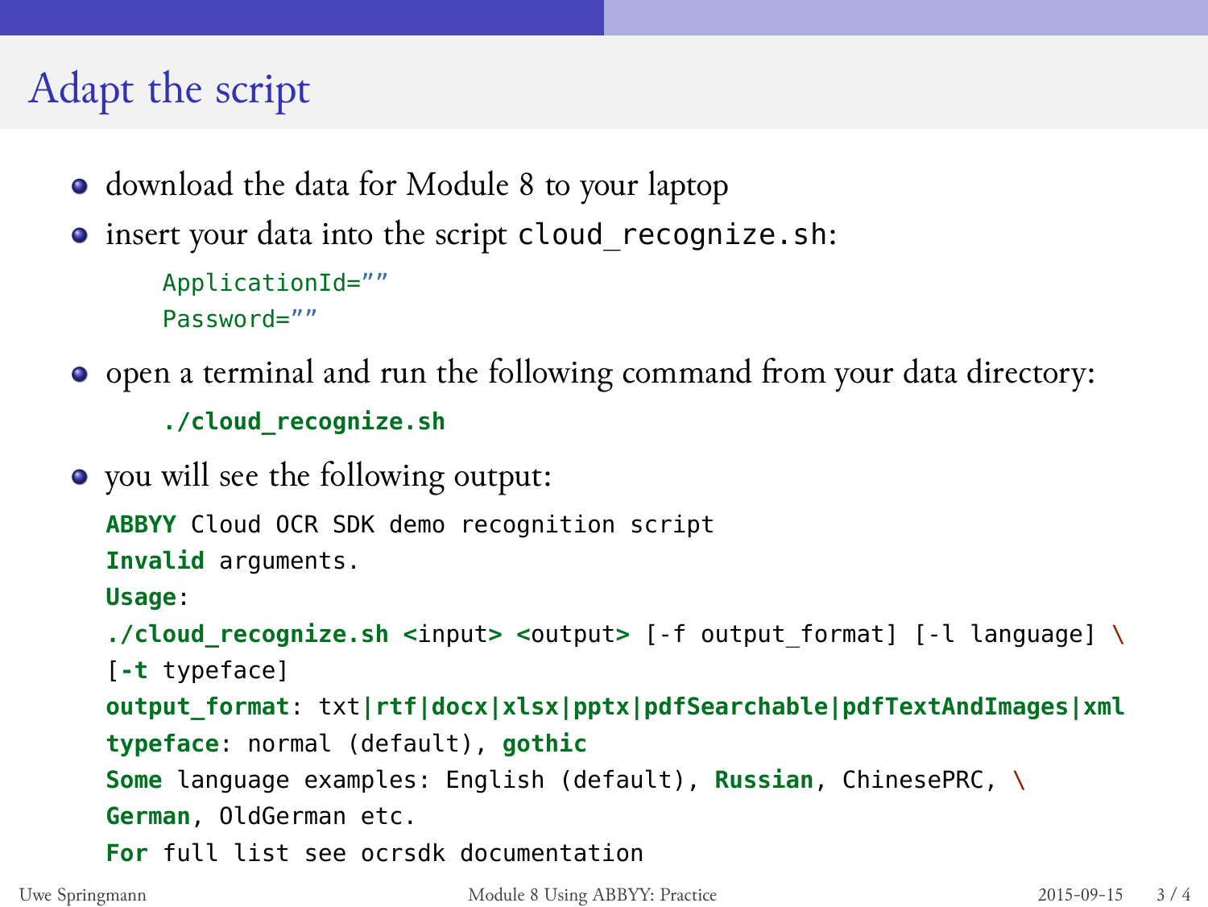# Adapt the script

- download the data for Module 8 to your laptop
- insert your data into the script `cloud_recognize.sh`:

```
ApplicationId=""
Password=""
```

- open a terminal and run the following command from your data directory:

```
./cloud_recognize.sh
```

- you will see the following output:

```
ABBYY Cloud OCR SDK demo recognition script
Invalid arguments.
Usage:
./cloud_recognize.sh <input> <output> [-f output_format] [-l language] \
[-t typeface]
output_format: txt|rtf|docx|xlsx|pptx|pdfSearchable|pdfTextAndImages|xml
typeface: normal (default), gothic
Some language examples: English (default), Russian, ChinesePRC, \
German, OldGerman etc.
For full list see ocrsdk documentation
```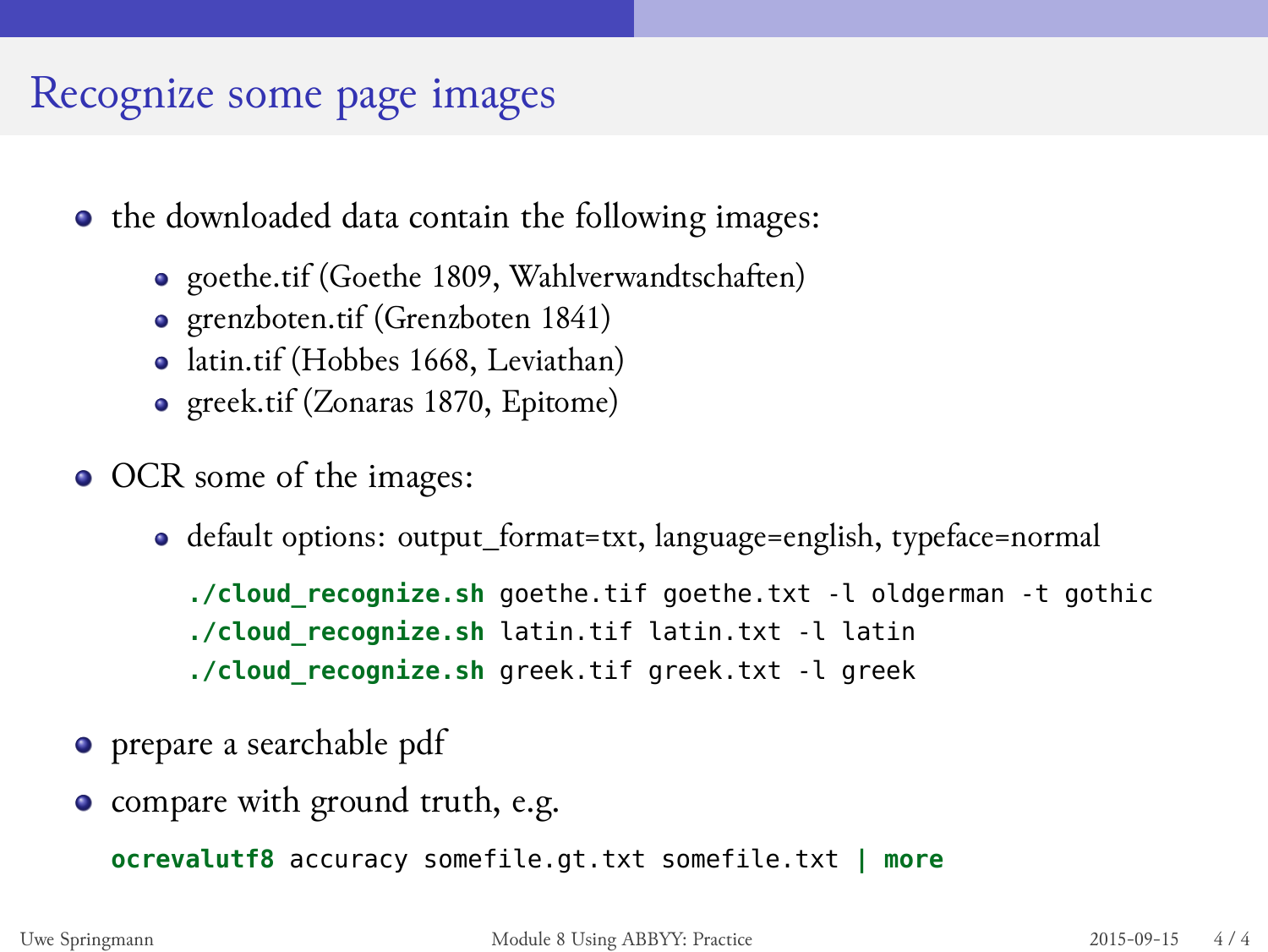# Recognize some page images

- the downloaded data contain the following images:
  - goethe.tif (Goethe 1809, Wahlverwandtschaften)
  - grenzboten.tif (Grenzboten 1841)
  - latin.tif (Hobbes 1668, Leviathan)
  - greek.tif (Zonaras 1870, Epitome)
- OCR some of the images:
  - default options: output_format=txt, language=english, typeface=normal

    ```
    ./cloud_recognize.sh goethe.tif goethe.txt -l oldgerman -t gothic
    ./cloud_recognize.sh latin.tif latin.txt -l latin
    ./cloud_recognize.sh greek.tif greek.txt -l greek
    ```

- prepare a searchable pdf
- compare with ground truth, e.g.

  ```
  ocrevalutf8 accuracy somefile.gt.txt somefile.txt | more
  ```